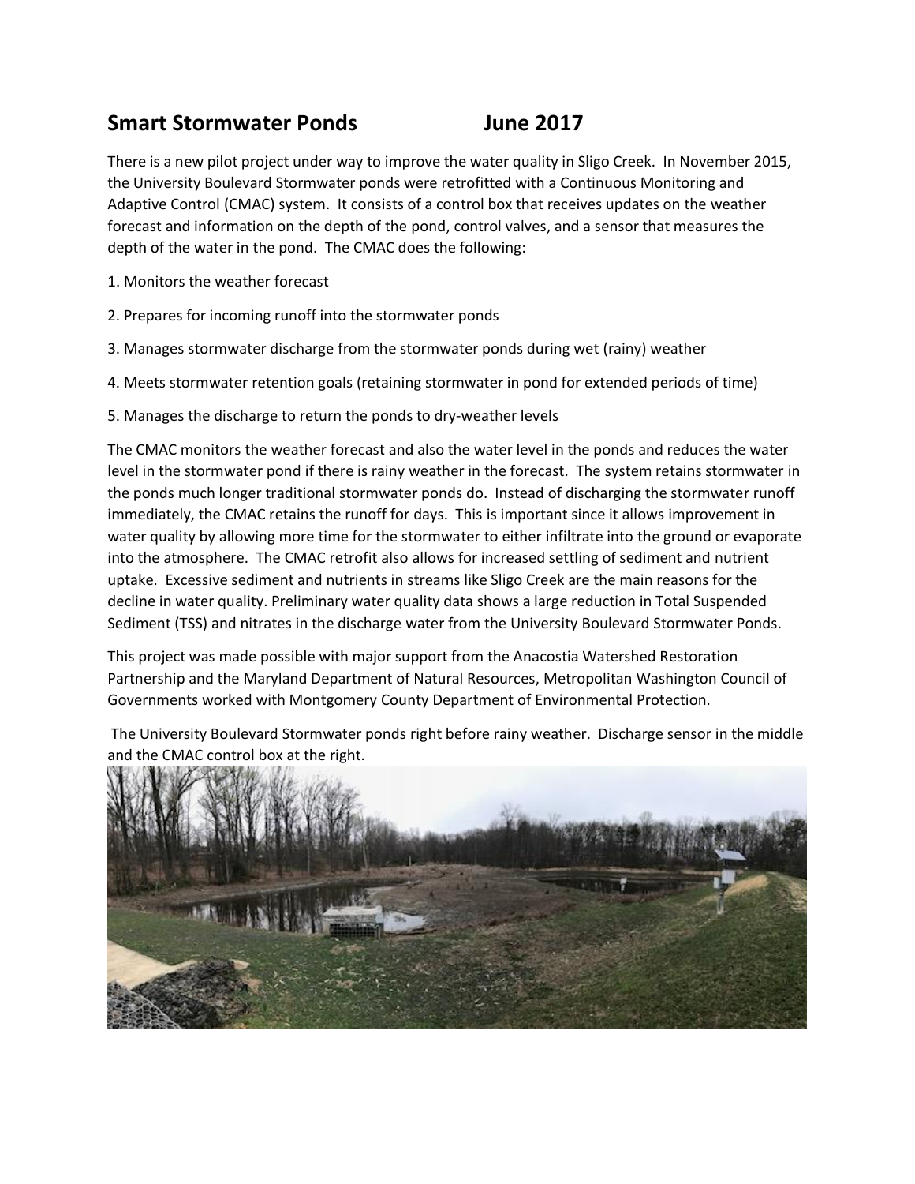# Smart Stormwater Ponds June 2017

There is a new pilot project under way to improve the water quality in Sligo Creek. In November 2015, the University Boulevard Stormwater ponds were retrofitted with a Continuous Monitoring and Adaptive Control (CMAC) system. It consists of a control box that receives updates on the weather forecast and information on the depth of the pond, control valves, and a sensor that measures the depth of the water in the pond. The CMAC does the following:

1. Monitors the weather forecast

2. Prepares for incoming runoff into the stormwater ponds

3. Manages stormwater discharge from the stormwater ponds during wet (rainy) weather

4. Meets stormwater retention goals (retaining stormwater in pond for extended periods of time)

5. Manages the discharge to return the ponds to dry-weather levels

The CMAC monitors the weather forecast and also the water level in the ponds and reduces the water level in the stormwater pond if there is rainy weather in the forecast. The system retains stormwater in the ponds much longer traditional stormwater ponds do. Instead of discharging the stormwater runoff immediately, the CMAC retains the runoff for days. This is important since it allows improvement in water quality by allowing more time for the stormwater to either infiltrate into the ground or evaporate into the atmosphere. The CMAC retrofit also allows for increased settling of sediment and nutrient uptake. Excessive sediment and nutrients in streams like Sligo Creek are the main reasons for the decline in water quality. Preliminary water quality data shows a large reduction in Total Suspended Sediment (TSS) and nitrates in the discharge water from the University Boulevard Stormwater Ponds.

This project was made possible with major support from the Anacostia Watershed Restoration Partnership and the Maryland Department of Natural Resources, Metropolitan Washington Council of Governments worked with Montgomery County Department of Environmental Protection.

The University Boulevard Stormwater ponds right before rainy weather. Discharge sensor in the middle and the CMAC control box at the right.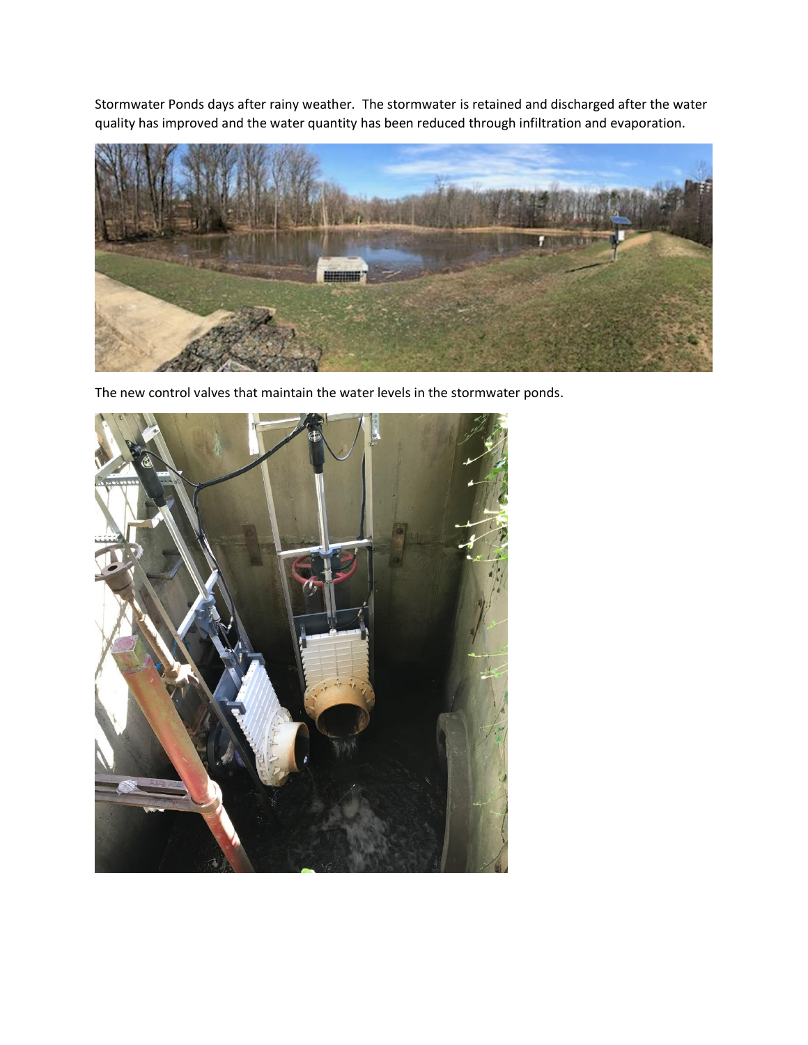Stormwater Ponds days after rainy weather. The stormwater is retained and discharged after the water quality has improved and the water quantity has been reduced through infiltration and evaporation.

The new control valves that maintain the water levels in the stormwater ponds.